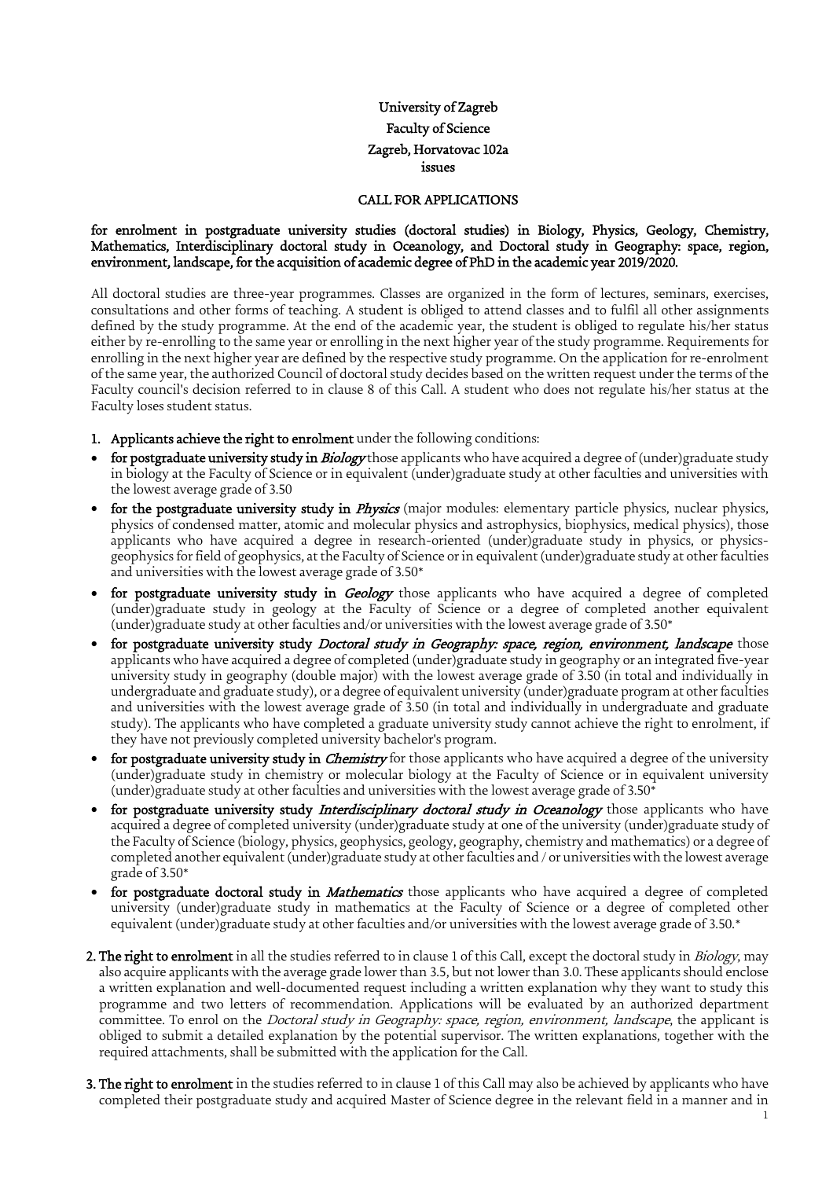University of Zagreb
Faculty of Science
Zagreb, Horvatovac 102a
issues

## CALL FOR APPLICATIONS

**for enrolment in postgraduate university studies (doctoral studies) in Biology, Physics, Geology, Chemistry, Mathematics, Interdisciplinary doctoral study in Oceanology, and Doctoral study in Geography: space, region, environment, landscape, for the acquisition of academic degree of PhD in the academic year 2019/2020.**

All doctoral studies are three-year programmes. Classes are organized in the form of lectures, seminars, exercises, consultations and other forms of teaching. A student is obliged to attend classes and to fulfil all other assignments defined by the study programme. At the end of the academic year, the student is obliged to regulate his/her status either by re-enrolling to the same year or enrolling in the next higher year of the study programme. Requirements for enrolling in the next higher year are defined by the respective study programme. On the application for re-enrolment of the same year, the authorized Council of doctoral study decides based on the written request under the terms of the Faculty council's decision referred to in clause 8 of this Call. A student who does not regulate his/her status at the Faculty loses student status.

1. **Applicants achieve the right to enrolment** under the following conditions:

- **for postgraduate university study in *Biology*** those applicants who have acquired a degree of (under)graduate study in biology at the Faculty of Science or in equivalent (under)graduate study at other faculties and universities with the lowest average grade of 3.50
- **for the postgraduate university study in *Physics*** (major modules: elementary particle physics, nuclear physics, physics of condensed matter, atomic and molecular physics and astrophysics, biophysics, medical physics), those applicants who have acquired a degree in research-oriented (under)graduate study in physics, or physics-geophysics for field of geophysics, at the Faculty of Science or in equivalent (under)graduate study at other faculties and universities with the lowest average grade of 3.50*
- **for postgraduate university study in *Geology*** those applicants who have acquired a degree of completed (under)graduate study in geology at the Faculty of Science or a degree of completed another equivalent (under)graduate study at other faculties and/or universities with the lowest average grade of 3.50*
- **for postgraduate university study *Doctoral study in Geography: space, region, environment, landscape*** those applicants who have acquired a degree of completed (under)graduate study in geography or an integrated five-year university study in geography (double major) with the lowest average grade of 3.50 (in total and individually in undergraduate and graduate study), or a degree of equivalent university (under)graduate program at other faculties and universities with the lowest average grade of 3.50 (in total and individually in undergraduate and graduate study). The applicants who have completed a graduate university study cannot achieve the right to enrolment, if they have not previously completed university bachelor's program.
- **for postgraduate university study in *Chemistry*** for those applicants who have acquired a degree of the university (under)graduate study in chemistry or molecular biology at the Faculty of Science or in equivalent university (under)graduate study at other faculties and universities with the lowest average grade of 3.50*
- **for postgraduate university study *Interdisciplinary doctoral study in Oceanology*** those applicants who have acquired a degree of completed university (under)graduate study at one of the university (under)graduate study of the Faculty of Science (biology, physics, geophysics, geology, geography, chemistry and mathematics) or a degree of completed another equivalent (under)graduate study at other faculties and / or universities with the lowest average grade of 3.50*
- **for postgraduate doctoral study in *Mathematics*** those applicants who have acquired a degree of completed university (under)graduate study in mathematics at the Faculty of Science or a degree of completed other equivalent (under)graduate study at other faculties and/or universities with the lowest average grade of 3.50.*

2. **The right to enrolment** in all the studies referred to in clause 1 of this Call, except the doctoral study in *Biology*, may also acquire applicants with the average grade lower than 3.5, but not lower than 3.0. These applicants should enclose a written explanation and well-documented request including a written explanation why they want to study this programme and two letters of recommendation. Applications will be evaluated by an authorized department committee. To enrol on the *Doctoral study in Geography: space, region, environment, landscape*, the applicant is obliged to submit a detailed explanation by the potential supervisor. The written explanations, together with the required attachments, shall be submitted with the application for the Call.

3. **The right to enrolment** in the studies referred to in clause 1 of this Call may also be achieved by applicants who have completed their postgraduate study and acquired Master of Science degree in the relevant field in a manner and in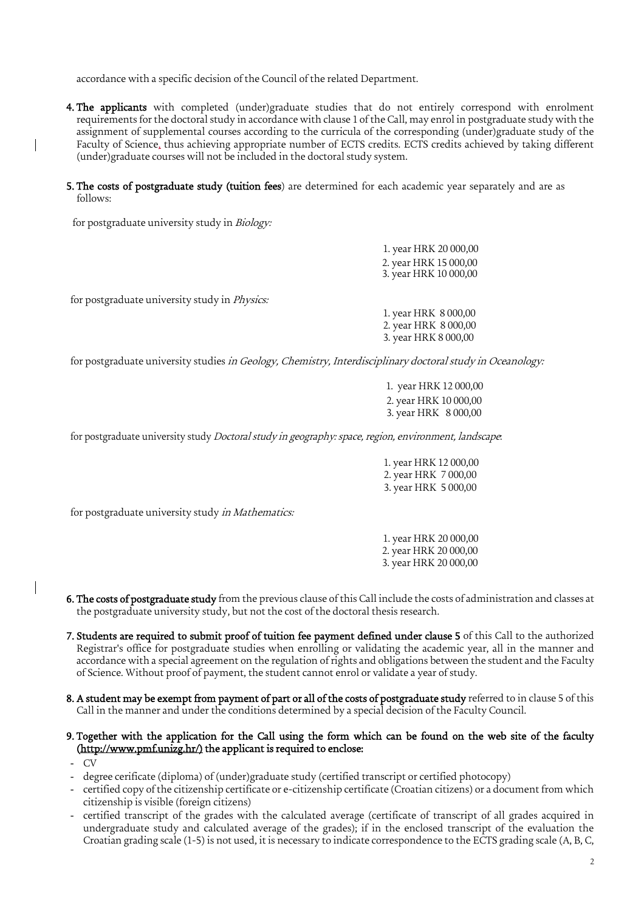accordance with a specific decision of the Council of the related Department.

4. **The applicants** with completed (under)graduate studies that do not entirely correspond with enrolment requirements for the doctoral study in accordance with clause 1 of the Call, may enrol in postgraduate study with the assignment of supplemental courses according to the curricula of the corresponding (under)graduate study of the Faculty of Science, thus achieving appropriate number of ECTS credits. ECTS credits achieved by taking different (under)graduate courses will not be included in the doctoral study system.

5. **The costs of postgraduate study (tuition fees**) are determined for each academic year separately and are as follows:

for postgraduate university study in *Biology:*

1. year HRK 20 000,00
2. year HRK 15 000,00
3. year HRK 10 000,00

for postgraduate university study in *Physics:*

1. year HRK 8 000,00
2. year HRK 8 000,00
3. year HRK 8 000,00

for postgraduate university studies *in Geology, Chemistry, Interdisciplinary doctoral study in Oceanology:*

1. year HRK 12 000,00
2. year HRK 10 000,00
3. year HRK 8 000,00

for postgraduate university study *Doctoral study in geography: space, region, environment, landscape*:

1. year HRK 12 000,00
2. year HRK 7 000,00
3. year HRK 5 000,00

for postgraduate university study *in Mathematics:*

1. year HRK 20 000,00
2. year HRK 20 000,00
3. year HRK 20 000,00

6. **The costs of postgraduate study** from the previous clause of this Call include the costs of administration and classes at the postgraduate university study, but not the cost of the doctoral thesis research.

7. **Students are required to submit proof of tuition fee payment defined under clause 5** of this Call to the authorized Registrar's office for postgraduate studies when enrolling or validating the academic year, all in the manner and accordance with a special agreement on the regulation of rights and obligations between the student and the Faculty of Science. Without proof of payment, the student cannot enrol or validate a year of study.

8. **A student may be exempt from payment of part or all of the costs of postgraduate study** referred to in clause 5 of this Call in the manner and under the conditions determined by a special decision of the Faculty Council.

9. **Together with the application for the Call using the form which can be found on the web site of the faculty (http://www.pmf.unizg.hr/) the applicant is required to enclose:**

- CV
- degree cerificate (diploma) of (under)graduate study (certified transcript or certified photocopy)
- certified copy of the citizenship certificate or e-citizenship certificate (Croatian citizens) or a document from which citizenship is visible (foreign citizens)
- certified transcript of the grades with the calculated average (certificate of transcript of all grades acquired in undergraduate study and calculated average of the grades); if in the enclosed transcript of the evaluation the Croatian grading scale (1-5) is not used, it is necessary to indicate correspondence to the ECTS grading scale (A, B, C,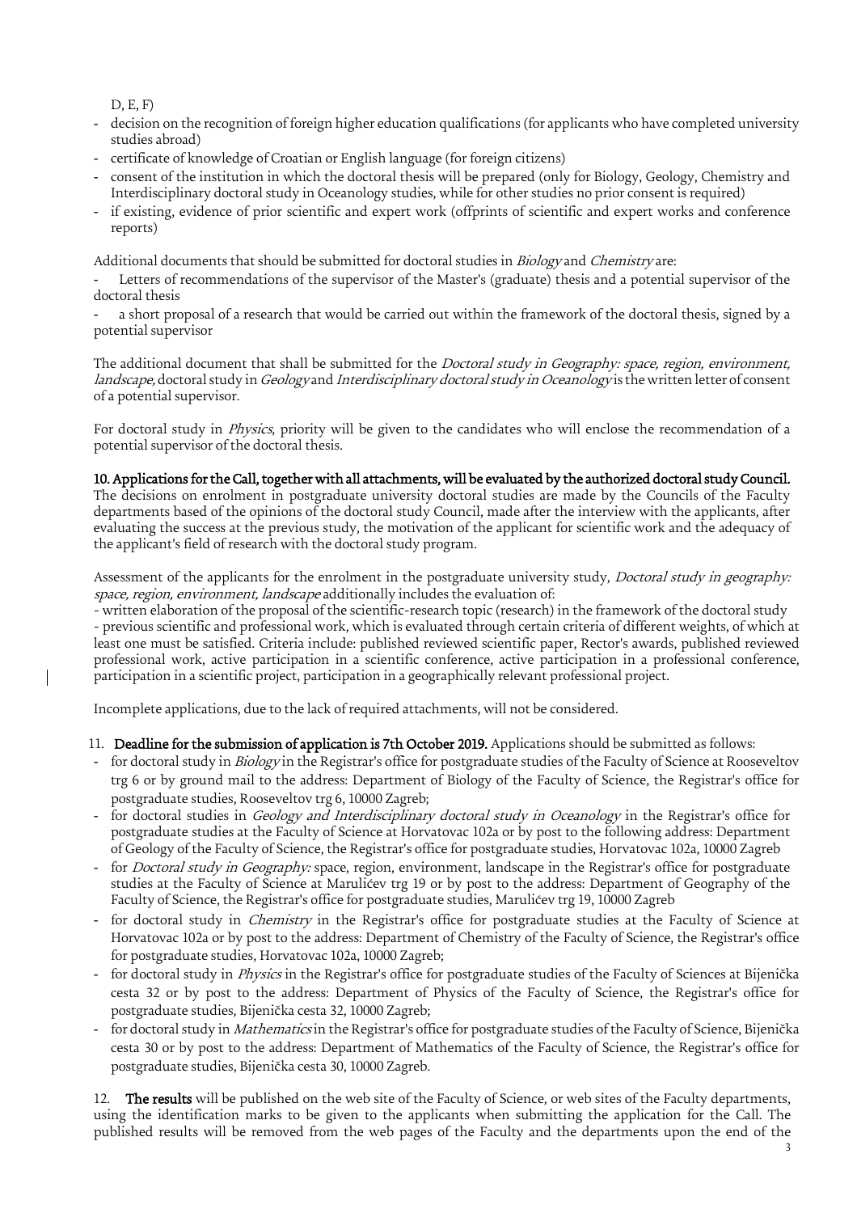D, E, F)

- decision on the recognition of foreign higher education qualifications (for applicants who have completed university studies abroad)
- certificate of knowledge of Croatian or English language (for foreign citizens)
- consent of the institution in which the doctoral thesis will be prepared (only for Biology, Geology, Chemistry and Interdisciplinary doctoral study in Oceanology studies, while for other studies no prior consent is required)
- if existing, evidence of prior scientific and expert work (offprints of scientific and expert works and conference reports)

Additional documents that should be submitted for doctoral studies in *Biology* and *Chemistry* are:

- Letters of recommendations of the supervisor of the Master's (graduate) thesis and a potential supervisor of the doctoral thesis
- a short proposal of a research that would be carried out within the framework of the doctoral thesis, signed by a potential supervisor

The additional document that shall be submitted for the *Doctoral study in Geography: space, region, environment, landscape,* doctoral study in *Geology* and *Interdisciplinary doctoral study in Oceanology* is the written letter of consent of a potential supervisor.

For doctoral study in *Physics*, priority will be given to the candidates who will enclose the recommendation of a potential supervisor of the doctoral thesis.

**10. Applications for the Call, together with all attachments, will be evaluated by the authorized doctoral study Council.** The decisions on enrolment in postgraduate university doctoral studies are made by the Councils of the Faculty departments based of the opinions of the doctoral study Council, made after the interview with the applicants, after evaluating the success at the previous study, the motivation of the applicant for scientific work and the adequacy of the applicant's field of research with the doctoral study program.

Assessment of the applicants for the enrolment in the postgraduate university study, *Doctoral study in geography: space, region, environment, landscape* additionally includes the evaluation of:

- written elaboration of the proposal of the scientific-research topic (research) in the framework of the doctoral study
- previous scientific and professional work, which is evaluated through certain criteria of different weights, of which at least one must be satisfied. Criteria include: published reviewed scientific paper, Rector's awards, published reviewed professional work, active participation in a scientific conference, active participation in a professional conference, participation in a scientific project, participation in a geographically relevant professional project.

Incomplete applications, due to the lack of required attachments, will not be considered.

11. **Deadline for the submission of application is 7th October 2019.** Applications should be submitted as follows:

- for doctoral study in *Biology* in the Registrar's office for postgraduate studies of the Faculty of Science at Rooseveltov trg 6 or by ground mail to the address: Department of Biology of the Faculty of Science, the Registrar's office for postgraduate studies, Rooseveltov trg 6, 10000 Zagreb;
- for doctoral studies in *Geology and Interdisciplinary doctoral study in Oceanology* in the Registrar's office for postgraduate studies at the Faculty of Science at Horvatovac 102a or by post to the following address: Department of Geology of the Faculty of Science, the Registrar's office for postgraduate studies, Horvatovac 102a, 10000 Zagreb
- for *Doctoral study in Geography:* space, region, environment, landscape in the Registrar's office for postgraduate studies at the Faculty of Science at Marulićev trg 19 or by post to the address: Department of Geography of the Faculty of Science, the Registrar's office for postgraduate studies, Marulićev trg 19, 10000 Zagreb
- for doctoral study in *Chemistry* in the Registrar's office for postgraduate studies at the Faculty of Science at Horvatovac 102a or by post to the address: Department of Chemistry of the Faculty of Science, the Registrar's office for postgraduate studies, Horvatovac 102a, 10000 Zagreb;
- for doctoral study in *Physics* in the Registrar's office for postgraduate studies of the Faculty of Sciences at Bijenička cesta 32 or by post to the address: Department of Physics of the Faculty of Science, the Registrar's office for postgraduate studies, Bijenička cesta 32, 10000 Zagreb;
- for doctoral study in *Mathematics* in the Registrar's office for postgraduate studies of the Faculty of Science, Bijenička cesta 30 or by post to the address: Department of Mathematics of the Faculty of Science, the Registrar's office for postgraduate studies, Bijenička cesta 30, 10000 Zagreb.

12. **The results** will be published on the web site of the Faculty of Science, or web sites of the Faculty departments, using the identification marks to be given to the applicants when submitting the application for the Call. The published results will be removed from the web pages of the Faculty and the departments upon the end of the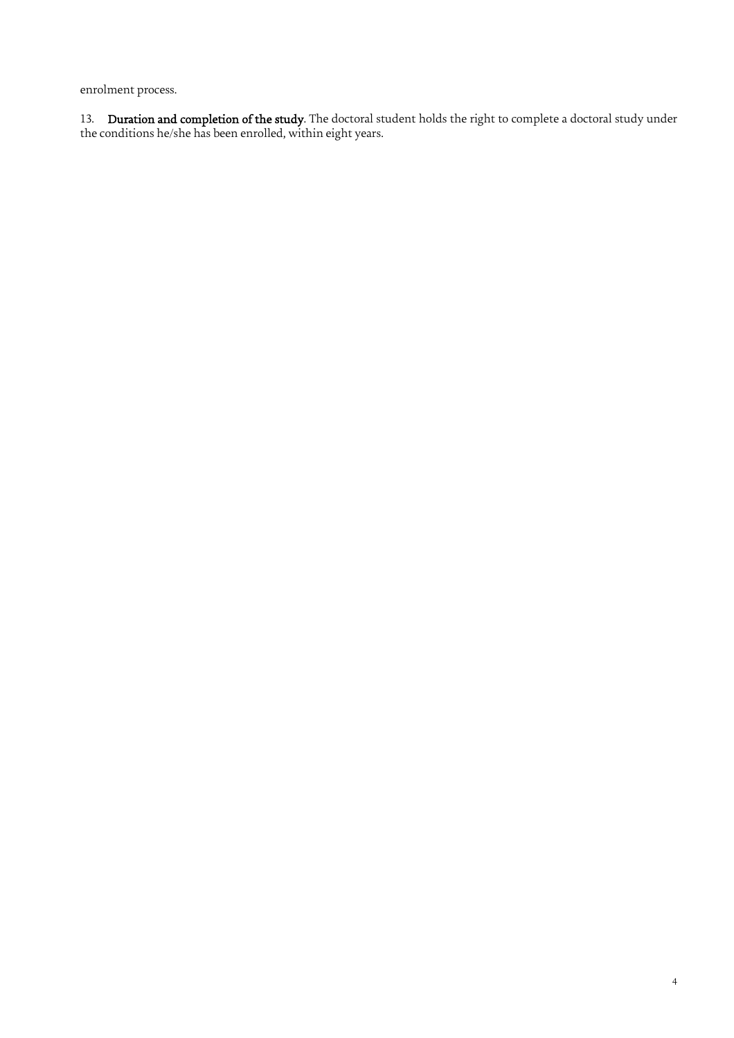enrolment process.

13. **Duration and completion of the study**. The doctoral student holds the right to complete a doctoral study under the conditions he/she has been enrolled, within eight years.